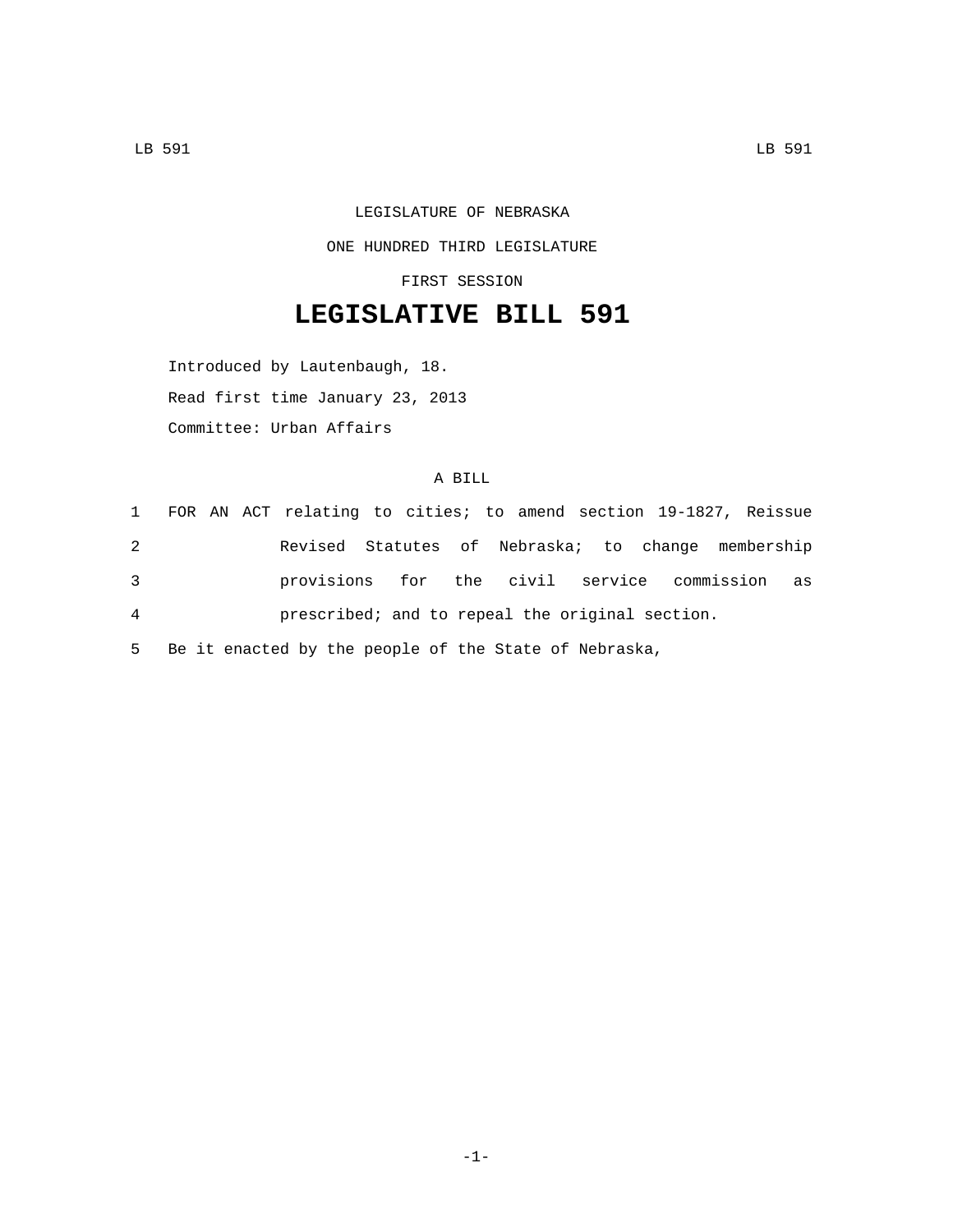LEGISLATURE OF NEBRASKA

ONE HUNDRED THIRD LEGISLATURE

FIRST SESSION

# LEGISLATIVE BILL 591

Introduced by Lautenbaugh, 18.

Read first time January 23, 2013

Committee: Urban Affairs

A BILL

1 FOR AN ACT relating to cities; to amend section 19-1827, Reissue
2 Revised Statutes of Nebraska; to change membership
3 provisions for the civil service commission as
4 prescribed; and to repeal the original section.
5 Be it enacted by the people of the State of Nebraska,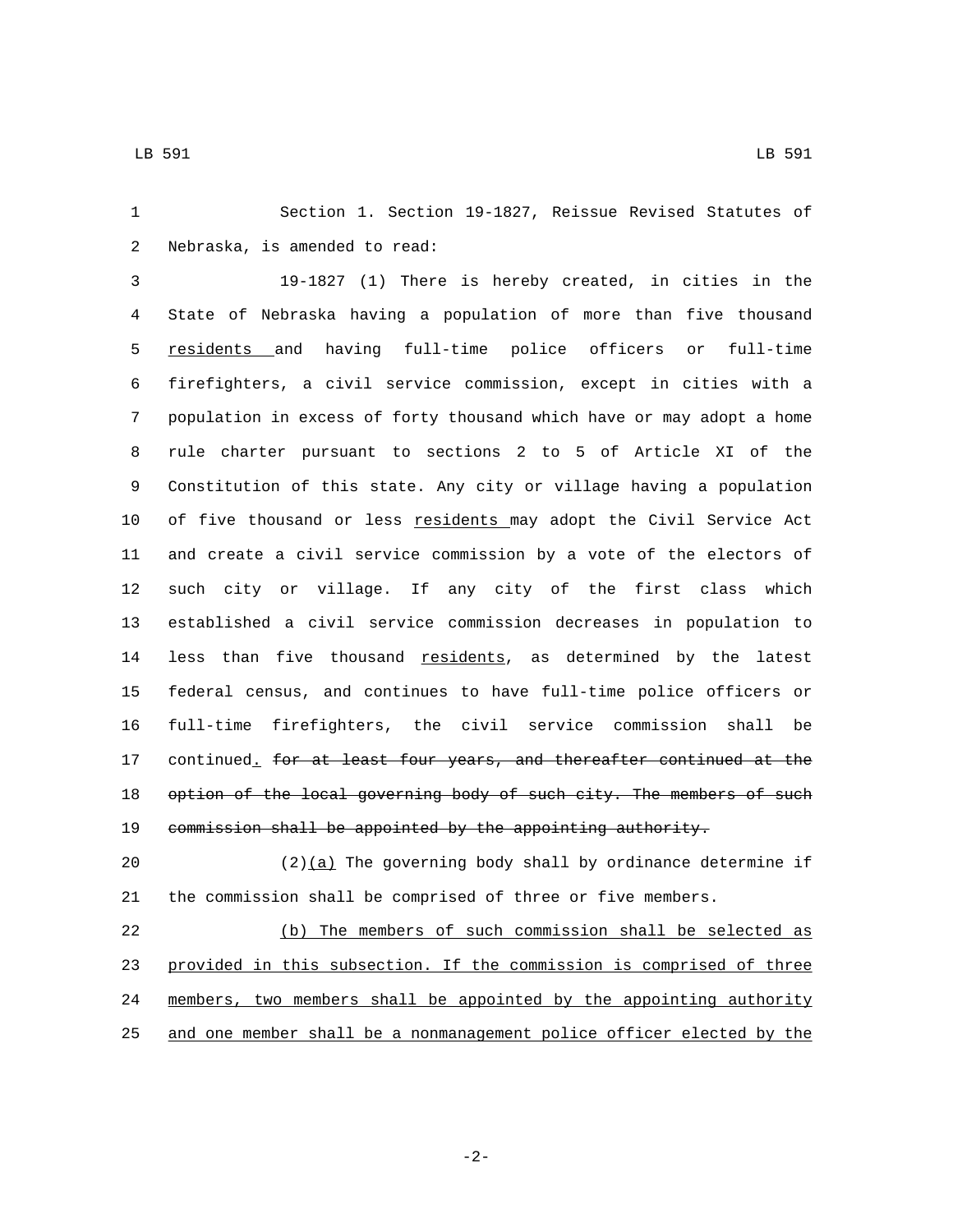Section 1. Section 19-1827, Reissue Revised Statutes of Nebraska, is amended to read:

19-1827 (1) There is hereby created, in cities in the State of Nebraska having a population of more than five thousand <u>residents</u> and having full-time police officers or full-time firefighters, a civil service commission, except in cities with a population in excess of forty thousand which have or may adopt a home rule charter pursuant to sections 2 to 5 of Article XI of the Constitution of this state. Any city or village having a population of five thousand or less <u>residents</u> may adopt the Civil Service Act and create a civil service commission by a vote of the electors of such city or village. If any city of the first class which established a civil service commission decreases in population to less than five thousand <u>residents</u>, as determined by the latest federal census, and continues to have full-time police officers or full-time firefighters, the civil service commission shall be continued<u>.</u> ~~for at least four years, and thereafter continued at the option of the local governing body of such city. The members of such commission shall be appointed by the appointing authority.~~

(2)<u>(a)</u> The governing body shall by ordinance determine if the commission shall be comprised of three or five members.

<u>(b) The members of such commission shall be selected as provided in this subsection. If the commission is comprised of three members, two members shall be appointed by the appointing authority and one member shall be a nonmanagement police officer elected by the</u>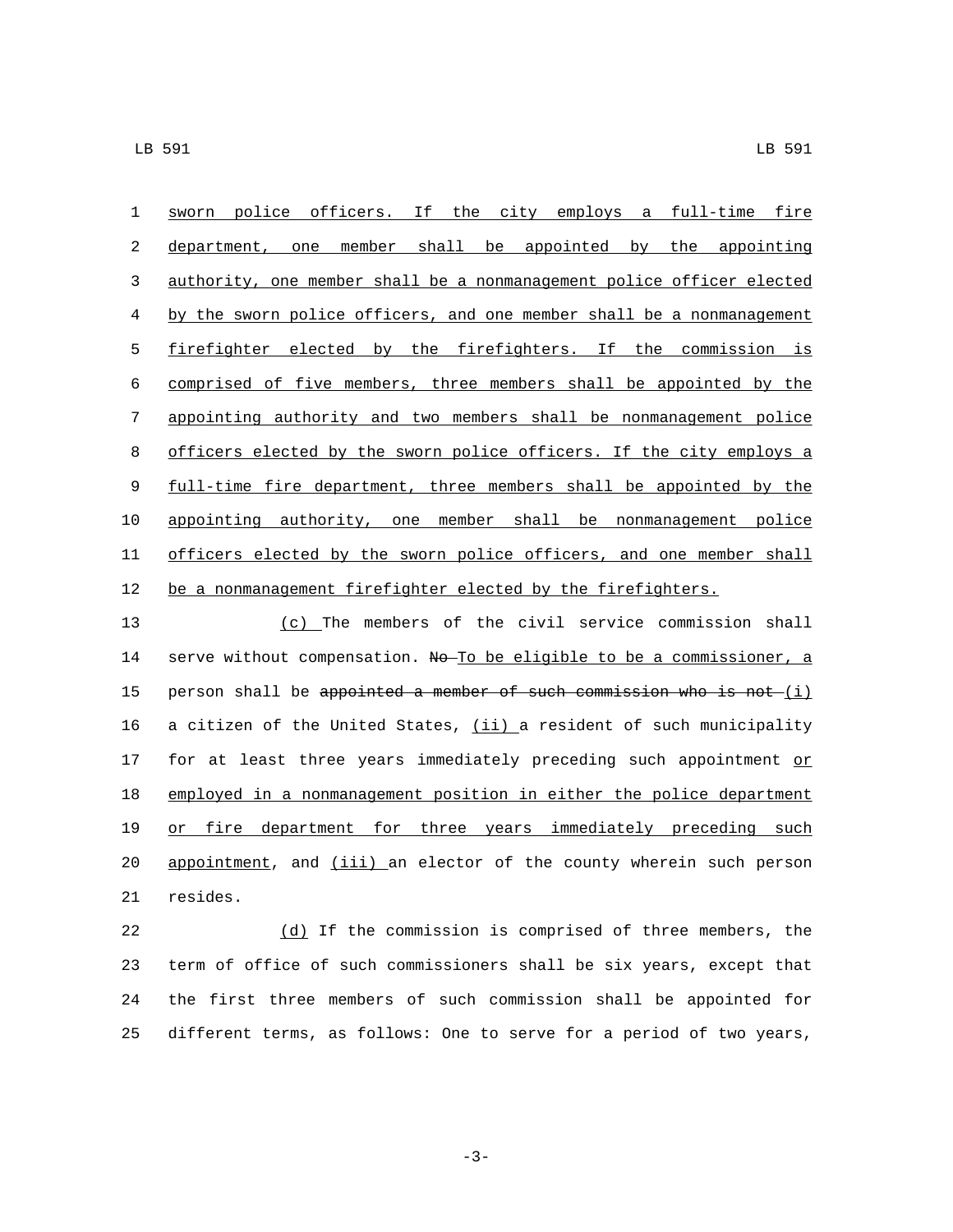sworn police officers. If the city employs a full-time fire department, one member shall be appointed by the appointing authority, one member shall be a nonmanagement police officer elected by the sworn police officers, and one member shall be a nonmanagement firefighter elected by the firefighters. If the commission is comprised of five members, three members shall be appointed by the appointing authority and two members shall be nonmanagement police officers elected by the sworn police officers. If the city employs a full-time fire department, three members shall be appointed by the appointing authority, one member shall be nonmanagement police officers elected by the sworn police officers, and one member shall be a nonmanagement firefighter elected by the firefighters.

(c) The members of the civil service commission shall serve without compensation. ~~No~~ To be eligible to be a commissioner, a person shall be ~~appointed a member of such commission who is not~~ (i) a citizen of the United States, (ii) a resident of such municipality for at least three years immediately preceding such appointment or employed in a nonmanagement position in either the police department or fire department for three years immediately preceding such appointment, and (iii) an elector of the county wherein such person resides.

(d) If the commission is comprised of three members, the term of office of such commissioners shall be six years, except that the first three members of such commission shall be appointed for different terms, as follows: One to serve for a period of two years,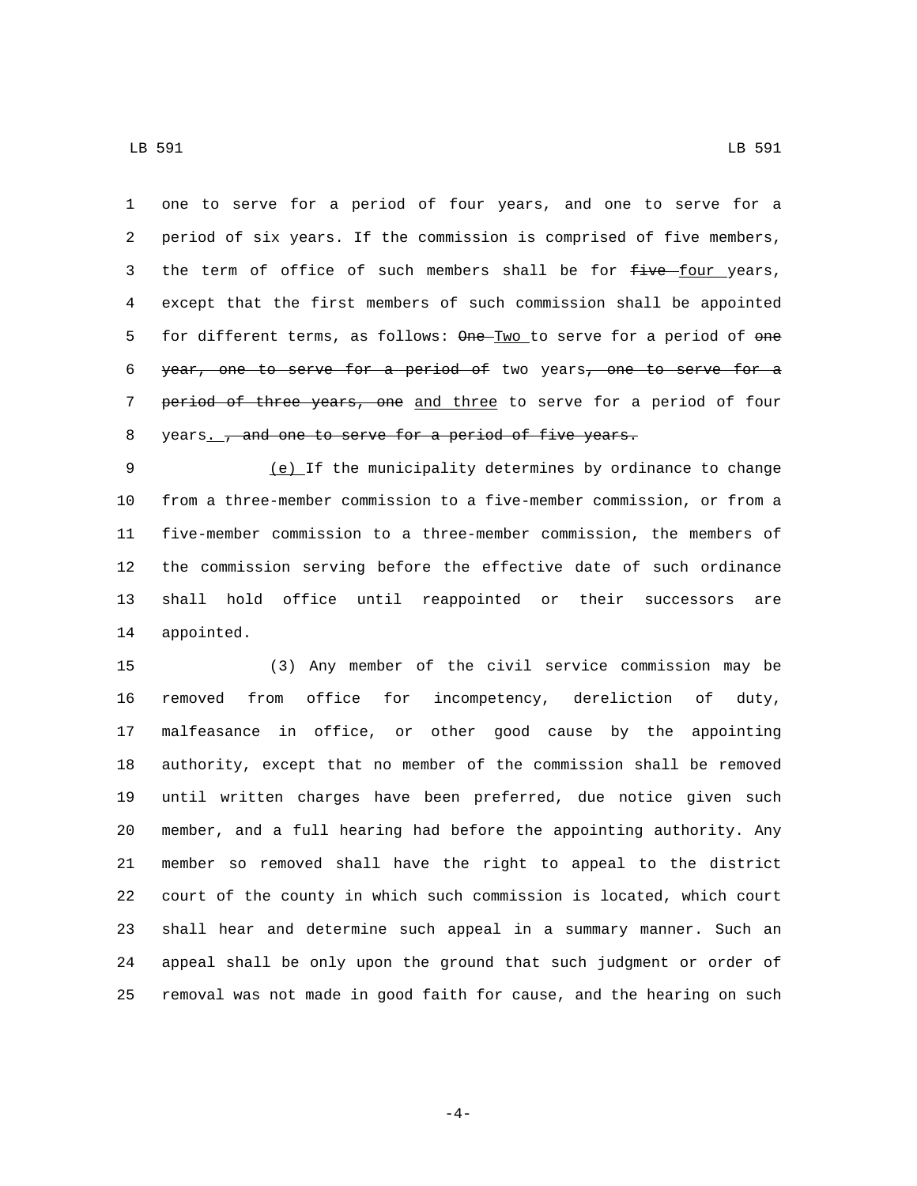one to serve for a period of four years, and one to serve for a period of six years. If the commission is comprised of five members, the term of office of such members shall be for ~~five~~ four years, except that the first members of such commission shall be appointed for different terms, as follows: ~~One~~ Two to serve for a period of ~~one year, one to serve for a period of~~ two years~~, one to serve for a period of three years, one~~ and three to serve for a period of four years. ~~, and one to serve for a period of five years.~~

(e) If the municipality determines by ordinance to change from a three-member commission to a five-member commission, or from a five-member commission to a three-member commission, the members of the commission serving before the effective date of such ordinance shall hold office until reappointed or their successors are appointed.

(3) Any member of the civil service commission may be removed from office for incompetency, dereliction of duty, malfeasance in office, or other good cause by the appointing authority, except that no member of the commission shall be removed until written charges have been preferred, due notice given such member, and a full hearing had before the appointing authority. Any member so removed shall have the right to appeal to the district court of the county in which such commission is located, which court shall hear and determine such appeal in a summary manner. Such an appeal shall be only upon the ground that such judgment or order of removal was not made in good faith for cause, and the hearing on such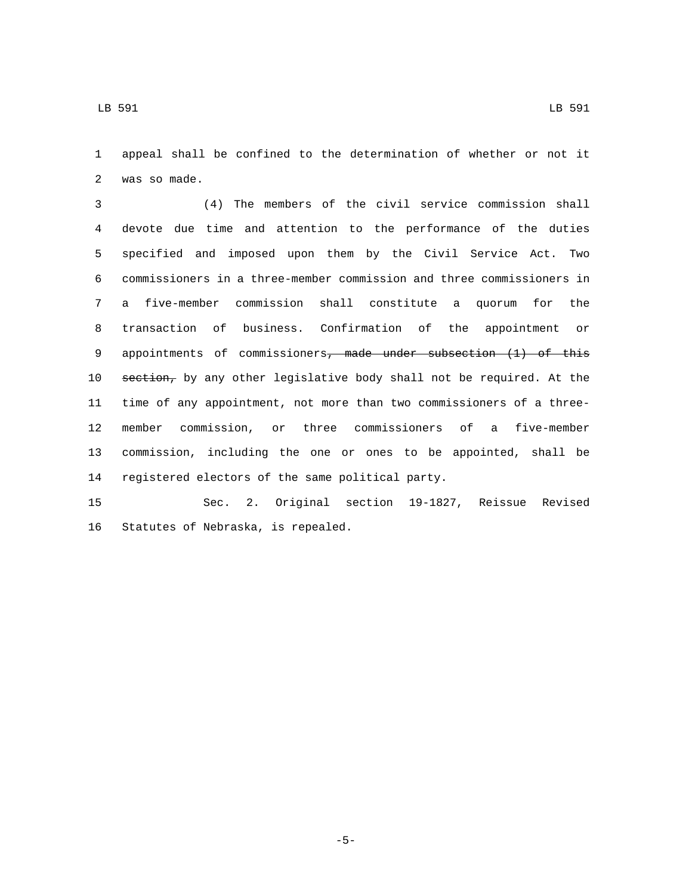appeal shall be confined to the determination of whether or not it was so made.

(4) The members of the civil service commission shall devote due time and attention to the performance of the duties specified and imposed upon them by the Civil Service Act. Two commissioners in a three-member commission and three commissioners in a five-member commission shall constitute a quorum for the transaction of business. Confirmation of the appointment or appointments of commissioners~~, made under subsection (1) of this section,~~ by any other legislative body shall not be required. At the time of any appointment, not more than two commissioners of a three-member commission, or three commissioners of a five-member commission, including the one or ones to be appointed, shall be registered electors of the same political party.

Sec. 2. Original section 19-1827, Reissue Revised Statutes of Nebraska, is repealed.